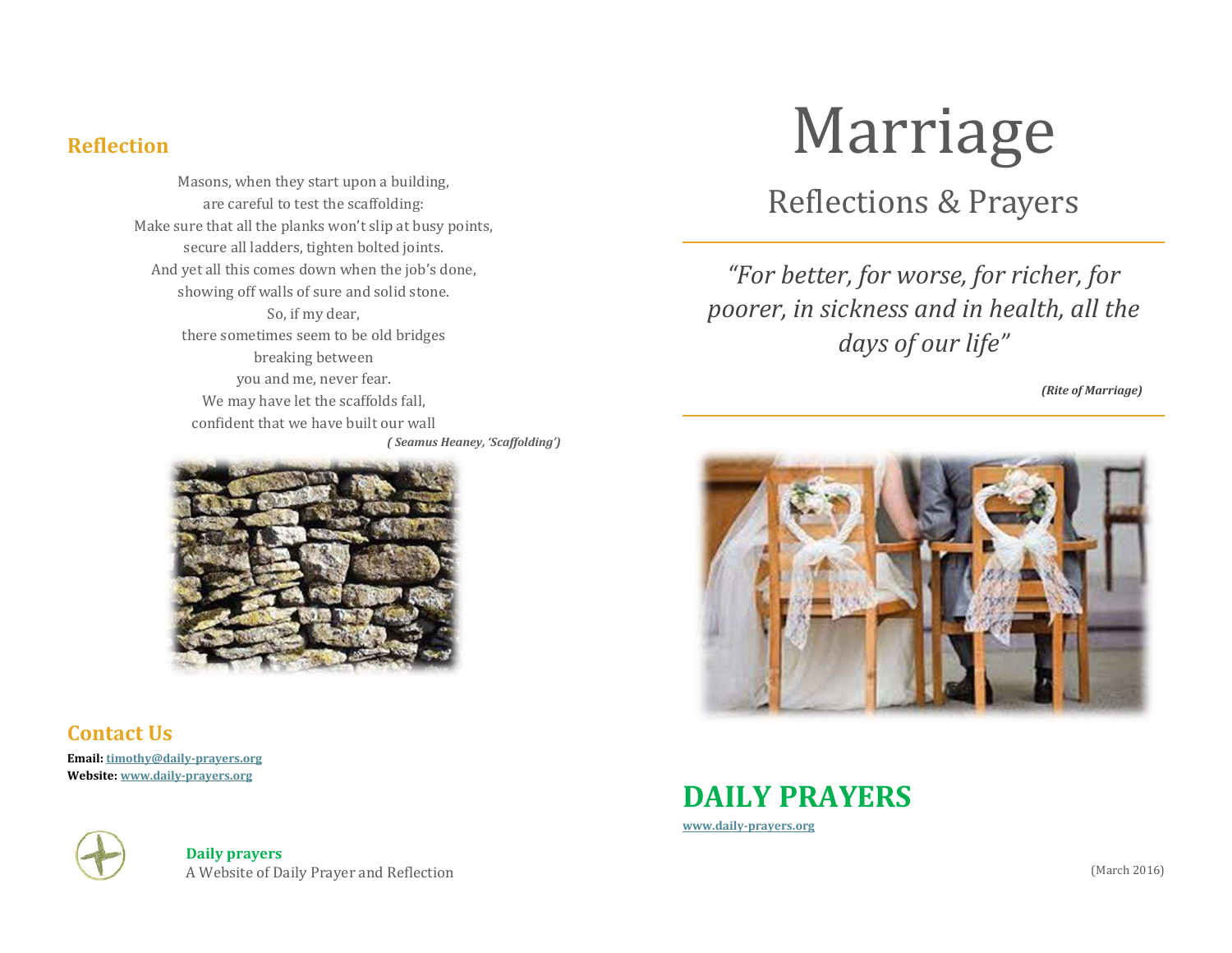# Marriage

## Reflections & Prayers

*"For better, for worse, for richer, for poorer, in sickness and in health, all the days of our life"*

***(Rite of Marriage)***

# DAILY PRAYERS

[www.daily-prayers.org](http://www.daily-prayers.org)

(March 2016)

## Reflection

Masons, when they start upon a building,
are careful to test the scaffolding:
Make sure that all the planks won't slip at busy points,
secure all ladders, tighten bolted joints.
And yet all this comes down when the job's done,
showing off walls of sure and solid stone.
So, if my dear,
there sometimes seem to be old bridges
breaking between
you and me, never fear.
We may have let the scaffolds fall,
confident that we have built our wall

***( Seamus Heaney, 'Scaffolding')***

## Contact Us

**Email:** [timothy@daily-prayers.org](mailto:timothy@daily-prayers.org)
**Website:** [www.daily-prayers.org](http://www.daily-prayers.org)

**Daily prayers**
A Website of Daily Prayer and Reflection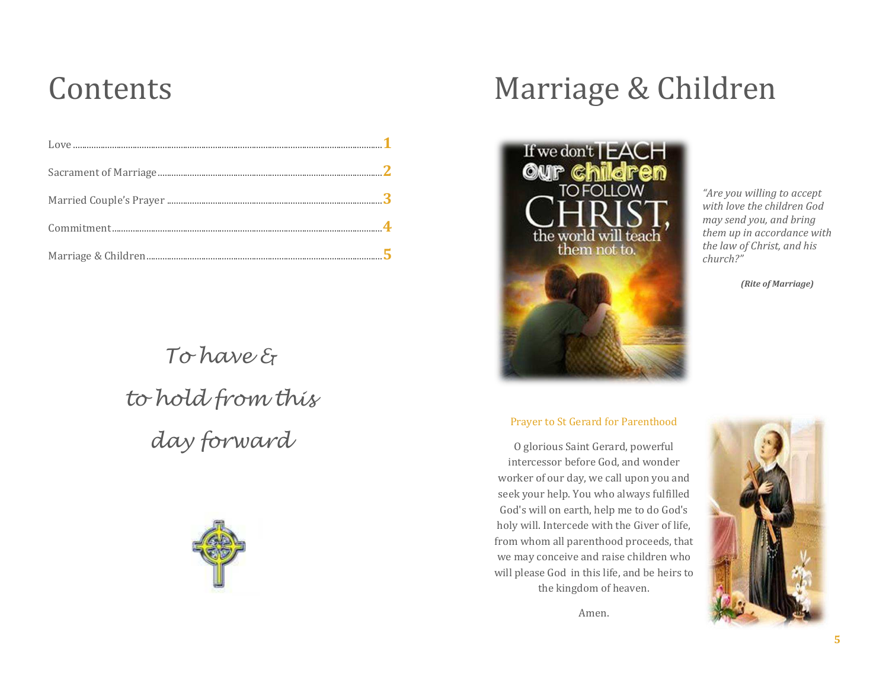# Contents

| | |
|---|---|
| Love | **1** |
| Sacrament of Marriage | **2** |
| Married Couple's Prayer | **3** |
| Commitment | **4** |
| Marriage & Children | **5** |

*To have &*

*to hold from this*

*day forward*

# Marriage & Children

*"Are you willing to accept with love the children God may send you, and bring them up in accordance with the law of Christ, and his church?"*

***(Rite of Marriage)***

### Prayer to St Gerard for Parenthood

O glorious Saint Gerard, powerful intercessor before God, and wonder worker of our day, we call upon you and seek your help. You who always fulfilled God's will on earth, help me to do God's holy will. Intercede with the Giver of life, from whom all parenthood proceeds, that we may conceive and raise children who will please God in this life, and be heirs to the kingdom of heaven.

Amen.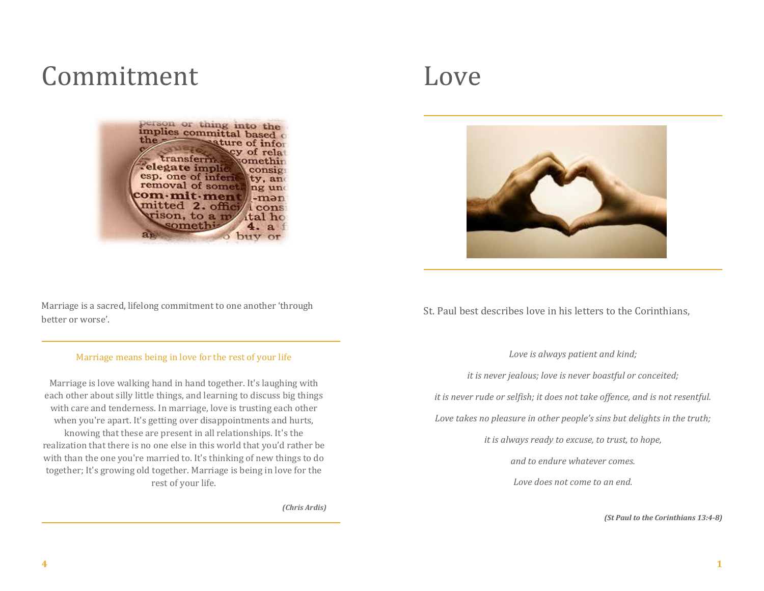# Commitment

Marriage is a sacred, lifelong commitment to one another 'through better or worse'.

Marriage means being in love for the rest of your life

Marriage is love walking hand in hand together. It's laughing with each other about silly little things, and learning to discuss big things with care and tenderness. In marriage, love is trusting each other when you're apart. It's getting over disappointments and hurts, knowing that these are present in all relationships. It's the realization that there is no one else in this world that you'd rather be with than the one you're married to. It's thinking of new things to do together; It's growing old together. Marriage is being in love for the rest of your life.

***(Chris Ardis)***

# Love

St. Paul best describes love in his letters to the Corinthians,

*Love is always patient and kind;*

*it is never jealous; love is never boastful or conceited;*

*it is never rude or selfish; it does not take offence, and is not resentful.*

*Love takes no pleasure in other people's sins but delights in the truth;*

*it is always ready to excuse, to trust, to hope,*

*and to endure whatever comes.*

*Love does not come to an end.*

***(St Paul to the Corinthians 13:4-8)***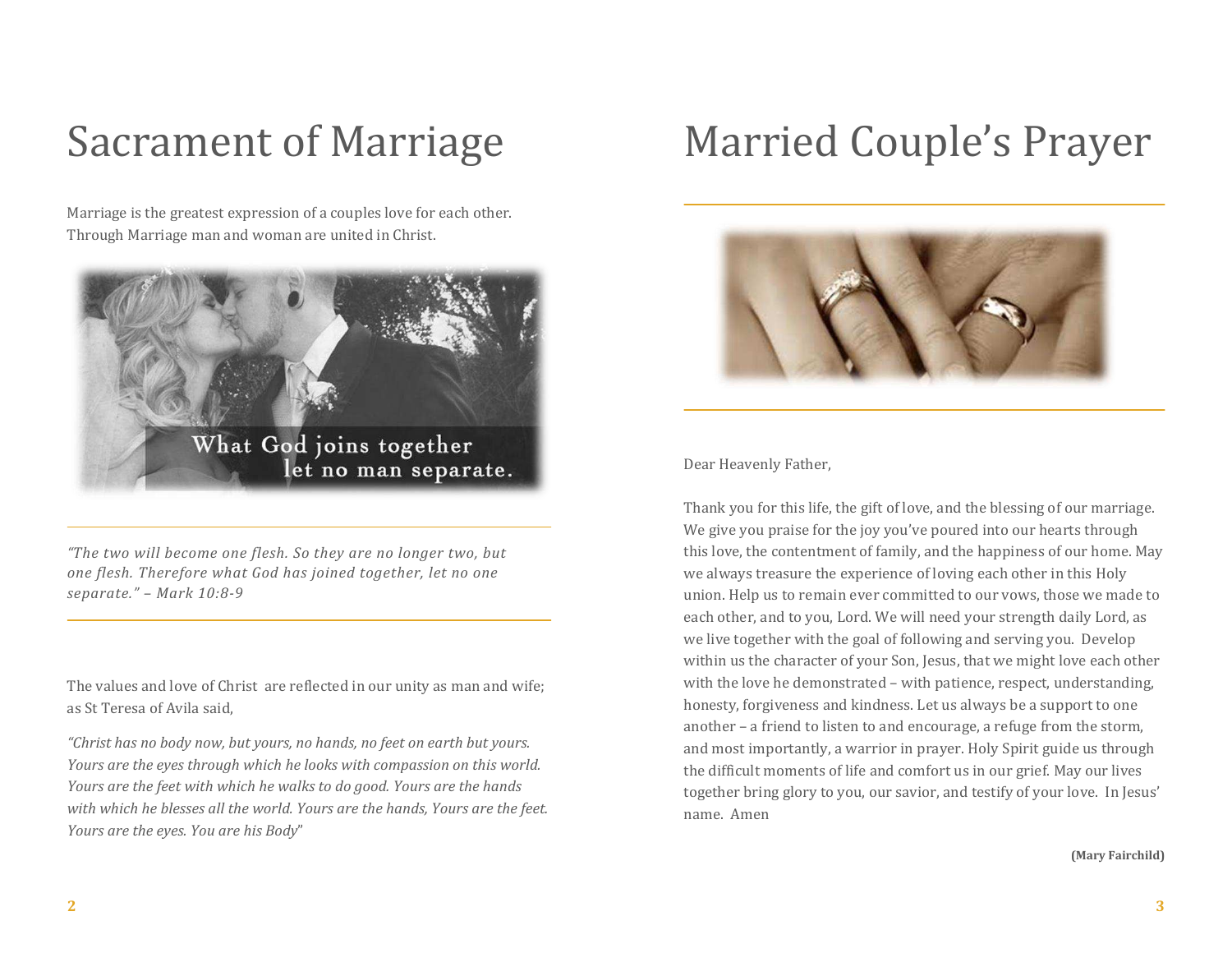# Sacrament of Marriage

Marriage is the greatest expression of a couples love for each other. Through Marriage man and woman are united in Christ.

*"The two will become one flesh. So they are no longer two, but one flesh. Therefore what God has joined together, let no one separate." – Mark 10:8-9*

The values and love of Christ are reflected in our unity as man and wife; as St Teresa of Avila said,

*"Christ has no body now, but yours, no hands, no feet on earth but yours. Yours are the eyes through which he looks with compassion on this world. Yours are the feet with which he walks to do good. Yours are the hands with which he blesses all the world. Yours are the hands, Yours are the feet. Yours are the eyes. You are his Body"*

# Married Couple's Prayer

Dear Heavenly Father,

Thank you for this life, the gift of love, and the blessing of our marriage. We give you praise for the joy you've poured into our hearts through this love, the contentment of family, and the happiness of our home. May we always treasure the experience of loving each other in this Holy union. Help us to remain ever committed to our vows, those we made to each other, and to you, Lord. We will need your strength daily Lord, as we live together with the goal of following and serving you. Develop within us the character of your Son, Jesus, that we might love each other with the love he demonstrated – with patience, respect, understanding, honesty, forgiveness and kindness. Let us always be a support to one another – a friend to listen to and encourage, a refuge from the storm, and most importantly, a warrior in prayer. Holy Spirit guide us through the difficult moments of life and comfort us in our grief. May our lives together bring glory to you, our savior, and testify of your love. In Jesus' name. Amen

**(Mary Fairchild)**